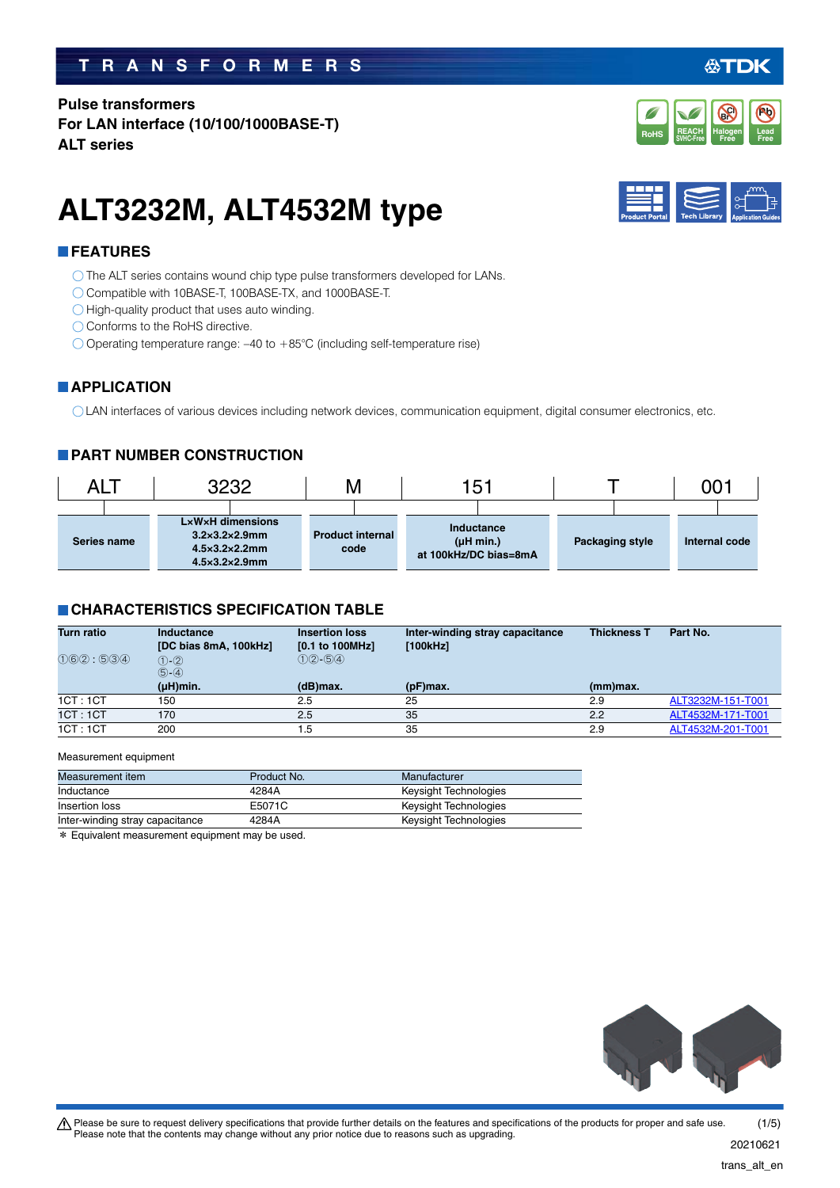# TRANSFORMERS

**Pulse transformers**
**For LAN interface (10/100/1000BASE-T)**
**ALT series**

# ALT3232M, ALT4532M type

## FEATURES

- ◯ The ALT series contains wound chip type pulse transformers developed for LANs.
- ◯ Compatible with 10BASE-T, 100BASE-TX, and 1000BASE-T.
- ◯ High-quality product that uses auto winding.
- ◯ Conforms to the RoHS directive.
- ◯ Operating temperature range: –40 to +85°C (including self-temperature rise)

## APPLICATION

◯ LAN interfaces of various devices including network devices, communication equipment, digital consumer electronics, etc.

## PART NUMBER CONSTRUCTION

| ALT | 3232 | M | 151 | T | 001 |
|---|---|---|---|---|---|
| Series name | L×W×H dimensions<br>3.2×3.2×2.9mm<br>4.5×3.2×2.2mm<br>4.5×3.2×2.9mm | Product internal code | Inductance<br>(µH min.)<br>at 100kHz/DC bias=8mA | Packaging style | Internal code |

## CHARACTERISTICS SPECIFICATION TABLE

| Turn ratio<br>①⑥② : ⑤③④ | Inductance<br>[DC bias 8mA, 100kHz]<br>①-②<br>⑤-④<br>(µH)min. | Insertion loss<br>[0.1 to 100MHz]<br>①②-⑤④<br>(dB)max. | Inter-winding stray capacitance<br>[100kHz]<br>(pF)max. | Thickness T<br>(mm)max. | Part No. |
|---|---|---|---|---|---|
| 1CT : 1CT | 150 | 2.5 | 25 | 2.9 | ALT3232M-151-T001 |
| 1CT : 1CT | 170 | 2.5 | 35 | 2.2 | ALT4532M-171-T001 |
| 1CT : 1CT | 200 | 1.5 | 35 | 2.9 | ALT4532M-201-T001 |

Measurement equipment

| Measurement item | Product No. | Manufacturer |
|---|---|---|
| Inductance | 4284A | Keysight Technologies |
| Insertion loss | E5071C | Keysight Technologies |
| Inter-winding stray capacitance | 4284A | Keysight Technologies |

\* Equivalent measurement equipment may be used.

⚠ Please be sure to request delivery specifications that provide further details on the features and specifications of the products for proper and safe use.
Please note that the contents may change without any prior notice due to reasons such as upgrading.

20210621
trans_alt_en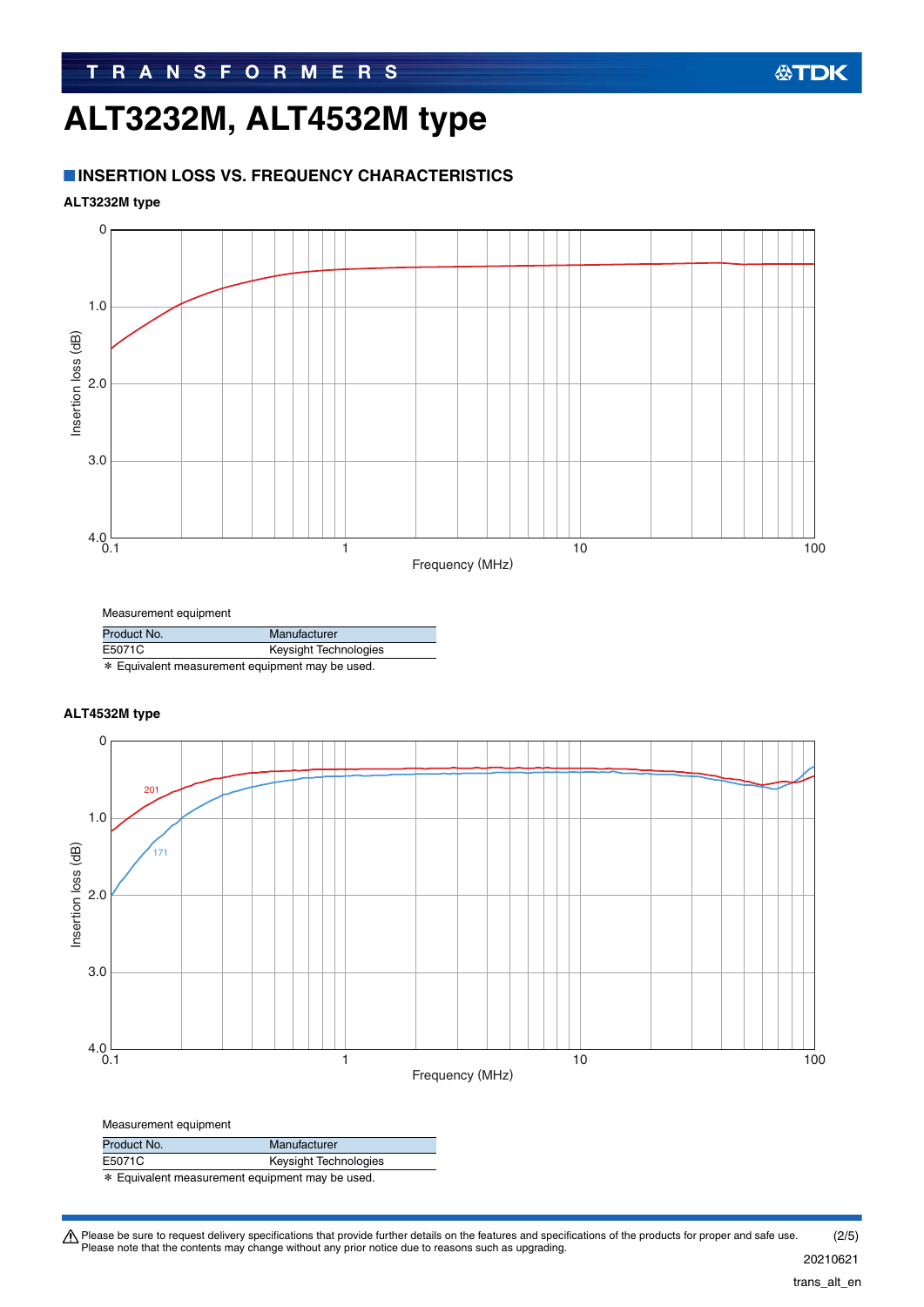# ALT3232M, ALT4532M type

## INSERTION LOSS VS. FREQUENCY CHARACTERISTICS

### ALT3232M type

Measurement equipment

| Product No. | Manufacturer |
|---|---|
| E5071C | Keysight Technologies |

∗ Equivalent measurement equipment may be used.

### ALT4532M type

Measurement equipment

| Product No. | Manufacturer |
|---|---|
| E5071C | Keysight Technologies |

∗ Equivalent measurement equipment may be used.

⚠ Please be sure to request delivery specifications that provide further details on the features and specifications of the products for proper and safe use.
Please note that the contents may change without any prior notice due to reasons such as upgrading.

20210621

trans_alt_en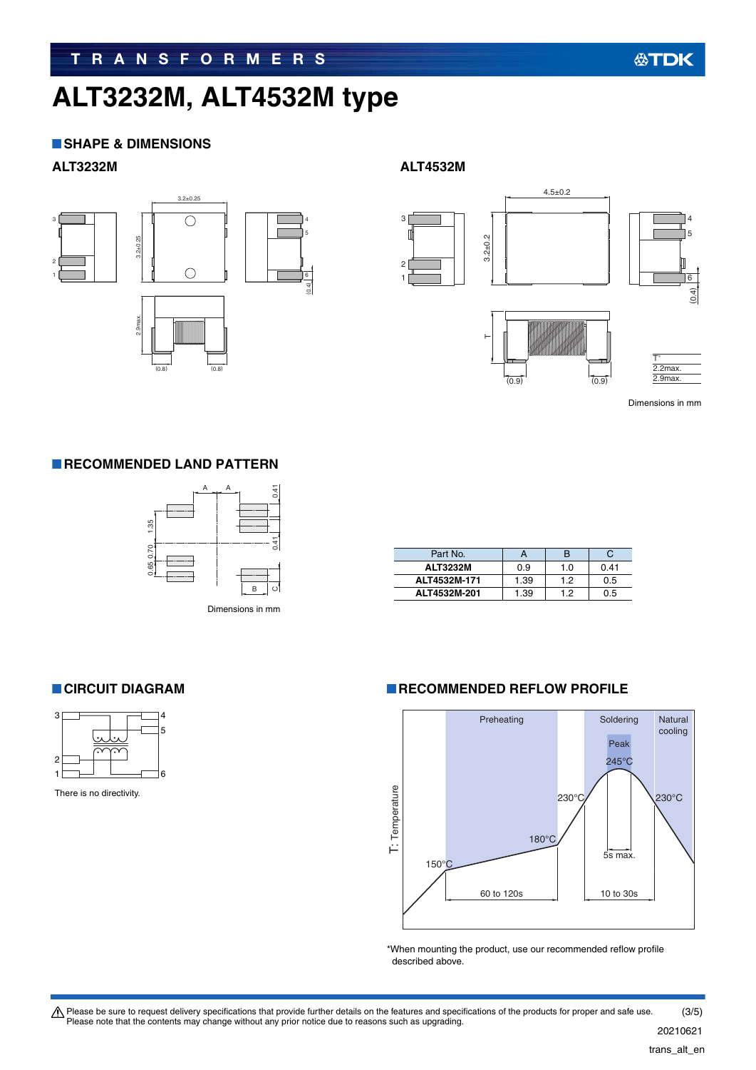# ALT3232M, ALT4532M type

## SHAPE & DIMENSIONS

### ALT3232M

3.2±0.25

3.2±0.25

2.9max.

(0.8) (0.8)

(0.4)

### ALT4532M

4.5±0.2

3.2±0.2

T

(0.9) (0.9)

(0.4)

| T* |
|---|
| 2.2max. |
| 2.9max. |

Dimensions in mm

## RECOMMENDED LAND PATTERN

Dimensions in mm

| Part No. | A | B | C |
|---|---|---|---|
| ALT3232M | 0.9 | 1.0 | 0.41 |
| ALT4532M-171 | 1.39 | 1.2 | 0.5 |
| ALT4532M-201 | 1.39 | 1.2 | 0.5 |

## CIRCUIT DIAGRAM

There is no directivity.

## RECOMMENDED REFLOW PROFILE

Preheating: 150°C to 180°C, 60 to 120s

Soldering: 230°C, 10 to 30s

Peak: 245°C, 5s max.

Natural cooling

*When mounting the product, use our recommended reflow profile described above.

⚠ Please be sure to request delivery specifications that provide further details on the features and specifications of the products for proper and safe use. Please note that the contents may change without any prior notice due to reasons such as upgrading.

20210621

trans_alt_en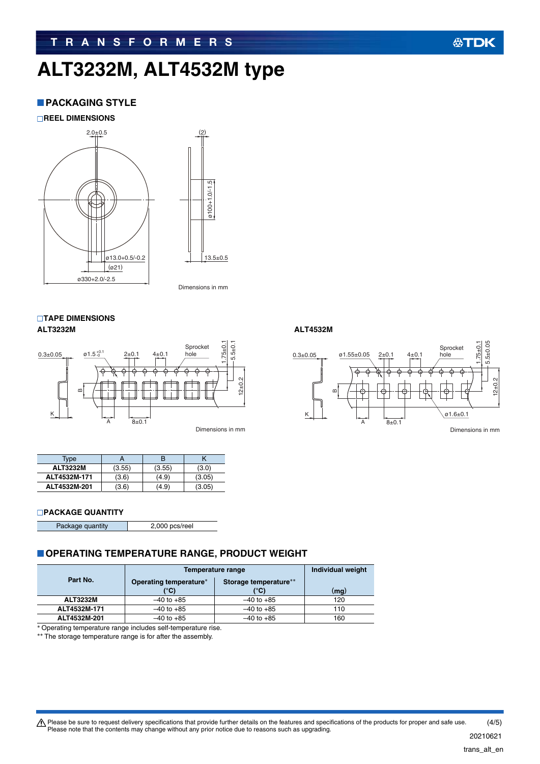# ALT3232M, ALT4532M type

## PACKAGING STYLE

### REEL DIMENSIONS

Dimensions in mm

### TAPE DIMENSIONS

**ALT3232M**

Dimensions in mm

**ALT4532M**

Dimensions in mm

| Type | A | B | K |
|---|---|---|---|
| **ALT3232M** | (3.55) | (3.55) | (3.0) |
| **ALT4532M-171** | (3.6) | (4.9) | (3.05) |
| **ALT4532M-201** | (3.6) | (4.9) | (3.05) |

### PACKAGE QUANTITY

| Package quantity | 2,000 pcs/reel |
|---|---|

## OPERATING TEMPERATURE RANGE, PRODUCT WEIGHT

| Part No. | Temperature range | | Individual weight |
|---|---|---|---|
| | Operating temperature* (°C) | Storage temperature** (°C) | (mg) |
| **ALT3232M** | –40 to +85 | –40 to +85 | 120 |
| **ALT4532M-171** | –40 to +85 | –40 to +85 | 110 |
| **ALT4532M-201** | –40 to +85 | –40 to +85 | 160 |

\* Operating temperature range includes self-temperature rise.

\*\* The storage temperature range is for after the assembly.

⚠ Please be sure to request delivery specifications that provide further details on the features and specifications of the products for proper and safe use.
Please note that the contents may change without any prior notice due to reasons such as upgrading.

20210621

trans_alt_en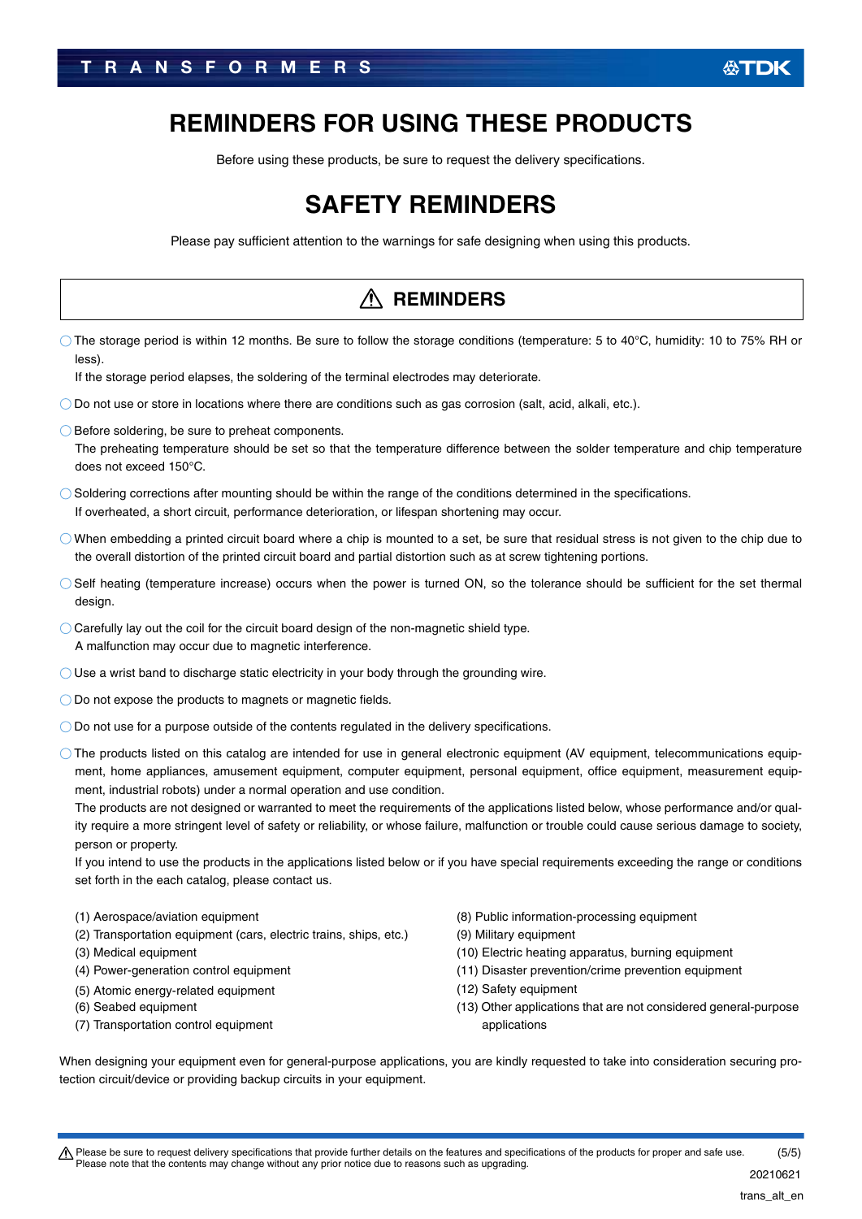# REMINDERS FOR USING THESE PRODUCTS

Before using these products, be sure to request the delivery specifications.

# SAFETY REMINDERS

Please pay sufficient attention to the warnings for safe designing when using this products.

## ⚠ REMINDERS

- The storage period is within 12 months. Be sure to follow the storage conditions (temperature: 5 to 40°C, humidity: 10 to 75% RH or less).
  If the storage period elapses, the soldering of the terminal electrodes may deteriorate.
- Do not use or store in locations where there are conditions such as gas corrosion (salt, acid, alkali, etc.).
- Before soldering, be sure to preheat components.
  The preheating temperature should be set so that the temperature difference between the solder temperature and chip temperature does not exceed 150°C.
- Soldering corrections after mounting should be within the range of the conditions determined in the specifications.
  If overheated, a short circuit, performance deterioration, or lifespan shortening may occur.
- When embedding a printed circuit board where a chip is mounted to a set, be sure that residual stress is not given to the chip due to the overall distortion of the printed circuit board and partial distortion such as at screw tightening portions.
- Self heating (temperature increase) occurs when the power is turned ON, so the tolerance should be sufficient for the set thermal design.
- Carefully lay out the coil for the circuit board design of the non-magnetic shield type.
  A malfunction may occur due to magnetic interference.
- Use a wrist band to discharge static electricity in your body through the grounding wire.
- Do not expose the products to magnets or magnetic fields.
- Do not use for a purpose outside of the contents regulated in the delivery specifications.
- The products listed on this catalog are intended for use in general electronic equipment (AV equipment, telecommunications equipment, home appliances, amusement equipment, computer equipment, personal equipment, office equipment, measurement equipment, industrial robots) under a normal operation and use condition.
  The products are not designed or warranted to meet the requirements of the applications listed below, whose performance and/or quality require a more stringent level of safety or reliability, or whose failure, malfunction or trouble could cause serious damage to society, person or property.
  If you intend to use the products in the applications listed below or if you have special requirements exceeding the range or conditions set forth in the each catalog, please contact us.

  (1) Aerospace/aviation equipment
  (2) Transportation equipment (cars, electric trains, ships, etc.)
  (3) Medical equipment
  (4) Power-generation control equipment
  (5) Atomic energy-related equipment
  (6) Seabed equipment
  (7) Transportation control equipment
  (8) Public information-processing equipment
  (9) Military equipment
  (10) Electric heating apparatus, burning equipment
  (11) Disaster prevention/crime prevention equipment
  (12) Safety equipment
  (13) Other applications that are not considered general-purpose applications

When designing your equipment even for general-purpose applications, you are kindly requested to take into consideration securing protection circuit/device or providing backup circuits in your equipment.